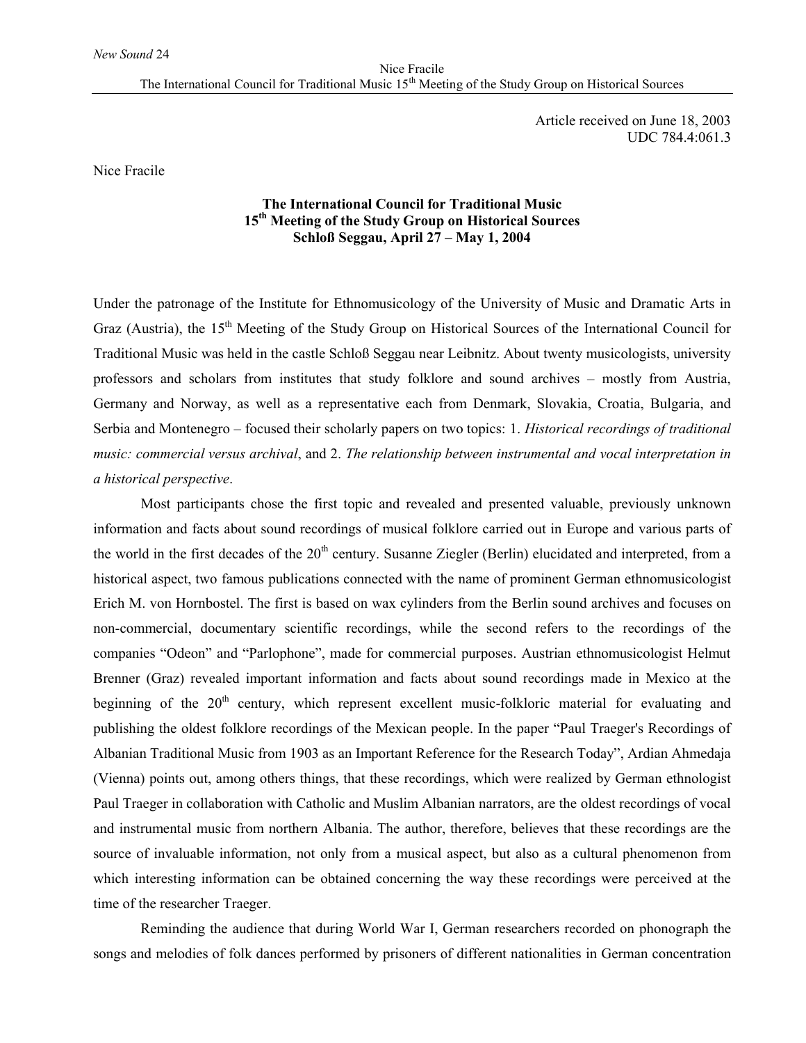Article received on June 18, 2003
UDC 784.4:061.3

Nice Fracile

# The International Council for Traditional Music 15th Meeting of the Study Group on Historical Sources Schloß Seggau, April 27 – May 1, 2004

Under the patronage of the Institute for Ethnomusicology of the University of Music and Dramatic Arts in Graz (Austria), the 15th Meeting of the Study Group on Historical Sources of the International Council for Traditional Music was held in the castle Schloß Seggau near Leibnitz. About twenty musicologists, university professors and scholars from institutes that study folklore and sound archives – mostly from Austria, Germany and Norway, as well as a representative each from Denmark, Slovakia, Croatia, Bulgaria, and Serbia and Montenegro – focused their scholarly papers on two topics: 1. *Historical recordings of traditional music: commercial versus archival*, and 2. *The relationship between instrumental and vocal interpretation in a historical perspective*.

Most participants chose the first topic and revealed and presented valuable, previously unknown information and facts about sound recordings of musical folklore carried out in Europe and various parts of the world in the first decades of the 20th century. Susanne Ziegler (Berlin) elucidated and interpreted, from a historical aspect, two famous publications connected with the name of prominent German ethnomusicologist Erich M. von Hornbostel. The first is based on wax cylinders from the Berlin sound archives and focuses on non-commercial, documentary scientific recordings, while the second refers to the recordings of the companies "Odeon" and "Parlophone", made for commercial purposes. Austrian ethnomusicologist Helmut Brenner (Graz) revealed important information and facts about sound recordings made in Mexico at the beginning of the 20th century, which represent excellent music-folkloric material for evaluating and publishing the oldest folklore recordings of the Mexican people. In the paper "Paul Traeger's Recordings of Albanian Traditional Music from 1903 as an Important Reference for the Research Today", Ardian Ahmedaja (Vienna) points out, among others things, that these recordings, which were realized by German ethnologist Paul Traeger in collaboration with Catholic and Muslim Albanian narrators, are the oldest recordings of vocal and instrumental music from northern Albania. The author, therefore, believes that these recordings are the source of invaluable information, not only from a musical aspect, but also as a cultural phenomenon from which interesting information can be obtained concerning the way these recordings were perceived at the time of the researcher Traeger.

Reminding the audience that during World War I, German researchers recorded on phonograph the songs and melodies of folk dances performed by prisoners of different nationalities in German concentration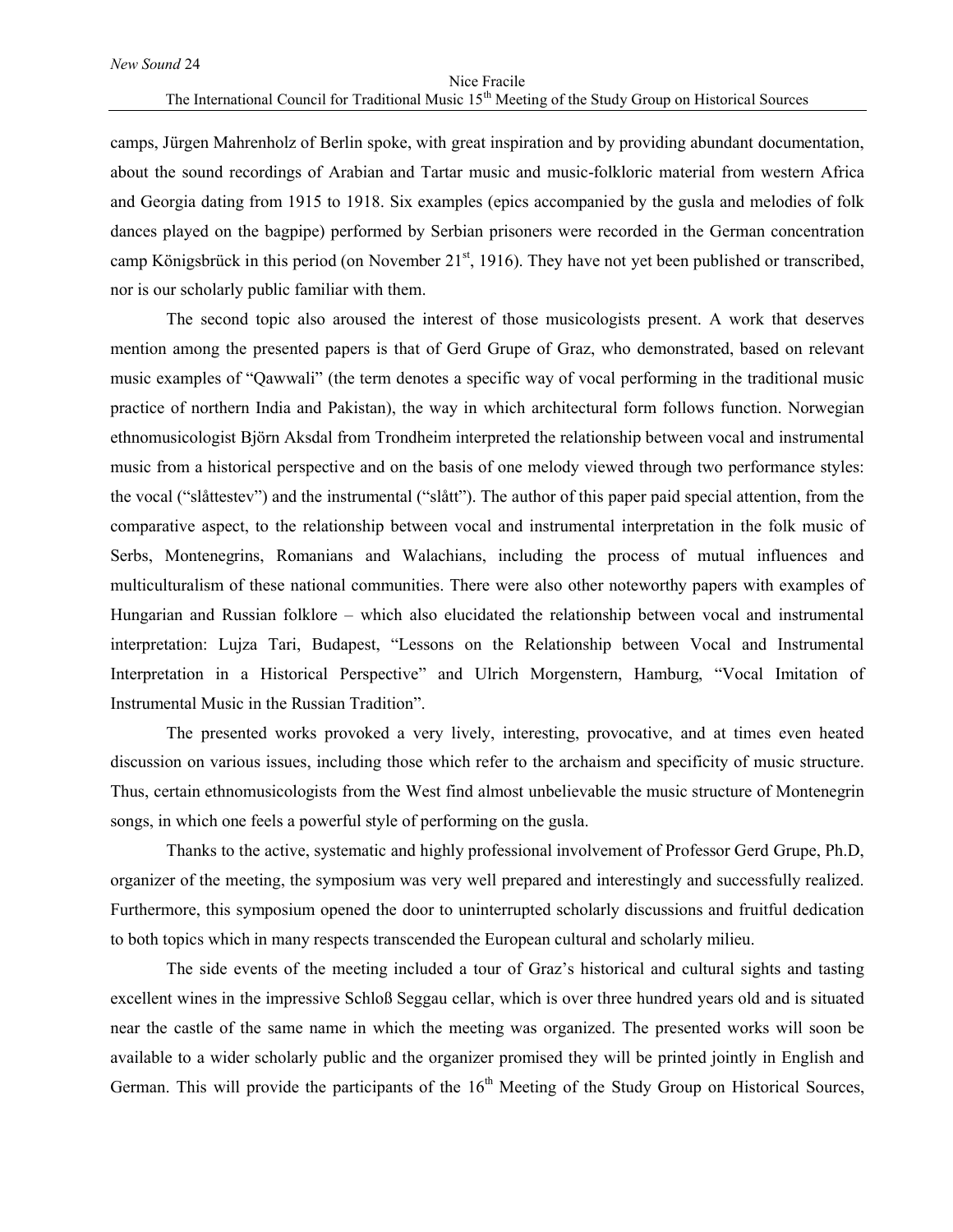camps, Jürgen Mahrenholz of Berlin spoke, with great inspiration and by providing abundant documentation, about the sound recordings of Arabian and Tartar music and music-folkloric material from western Africa and Georgia dating from 1915 to 1918. Six examples (epics accompanied by the gusla and melodies of folk dances played on the bagpipe) performed by Serbian prisoners were recorded in the German concentration camp Königsbrück in this period (on November 21st, 1916). They have not yet been published or transcribed, nor is our scholarly public familiar with them.

The second topic also aroused the interest of those musicologists present. A work that deserves mention among the presented papers is that of Gerd Grupe of Graz, who demonstrated, based on relevant music examples of "Qawwali" (the term denotes a specific way of vocal performing in the traditional music practice of northern India and Pakistan), the way in which architectural form follows function. Norwegian ethnomusicologist Björn Aksdal from Trondheim interpreted the relationship between vocal and instrumental music from a historical perspective and on the basis of one melody viewed through two performance styles: the vocal ("slåttestev") and the instrumental ("slått"). The author of this paper paid special attention, from the comparative aspect, to the relationship between vocal and instrumental interpretation in the folk music of Serbs, Montenegrins, Romanians and Walachians, including the process of mutual influences and multiculturalism of these national communities. There were also other noteworthy papers with examples of Hungarian and Russian folklore – which also elucidated the relationship between vocal and instrumental interpretation: Lujza Tari, Budapest, "Lessons on the Relationship between Vocal and Instrumental Interpretation in a Historical Perspective" and Ulrich Morgenstern, Hamburg, "Vocal Imitation of Instrumental Music in the Russian Tradition".

The presented works provoked a very lively, interesting, provocative, and at times even heated discussion on various issues, including those which refer to the archaism and specificity of music structure. Thus, certain ethnomusicologists from the West find almost unbelievable the music structure of Montenegrin songs, in which one feels a powerful style of performing on the gusla.

Thanks to the active, systematic and highly professional involvement of Professor Gerd Grupe, Ph.D, organizer of the meeting, the symposium was very well prepared and interestingly and successfully realized. Furthermore, this symposium opened the door to uninterrupted scholarly discussions and fruitful dedication to both topics which in many respects transcended the European cultural and scholarly milieu.

The side events of the meeting included a tour of Graz's historical and cultural sights and tasting excellent wines in the impressive Schloß Seggau cellar, which is over three hundred years old and is situated near the castle of the same name in which the meeting was organized. The presented works will soon be available to a wider scholarly public and the organizer promised they will be printed jointly in English and German. This will provide the participants of the 16th Meeting of the Study Group on Historical Sources,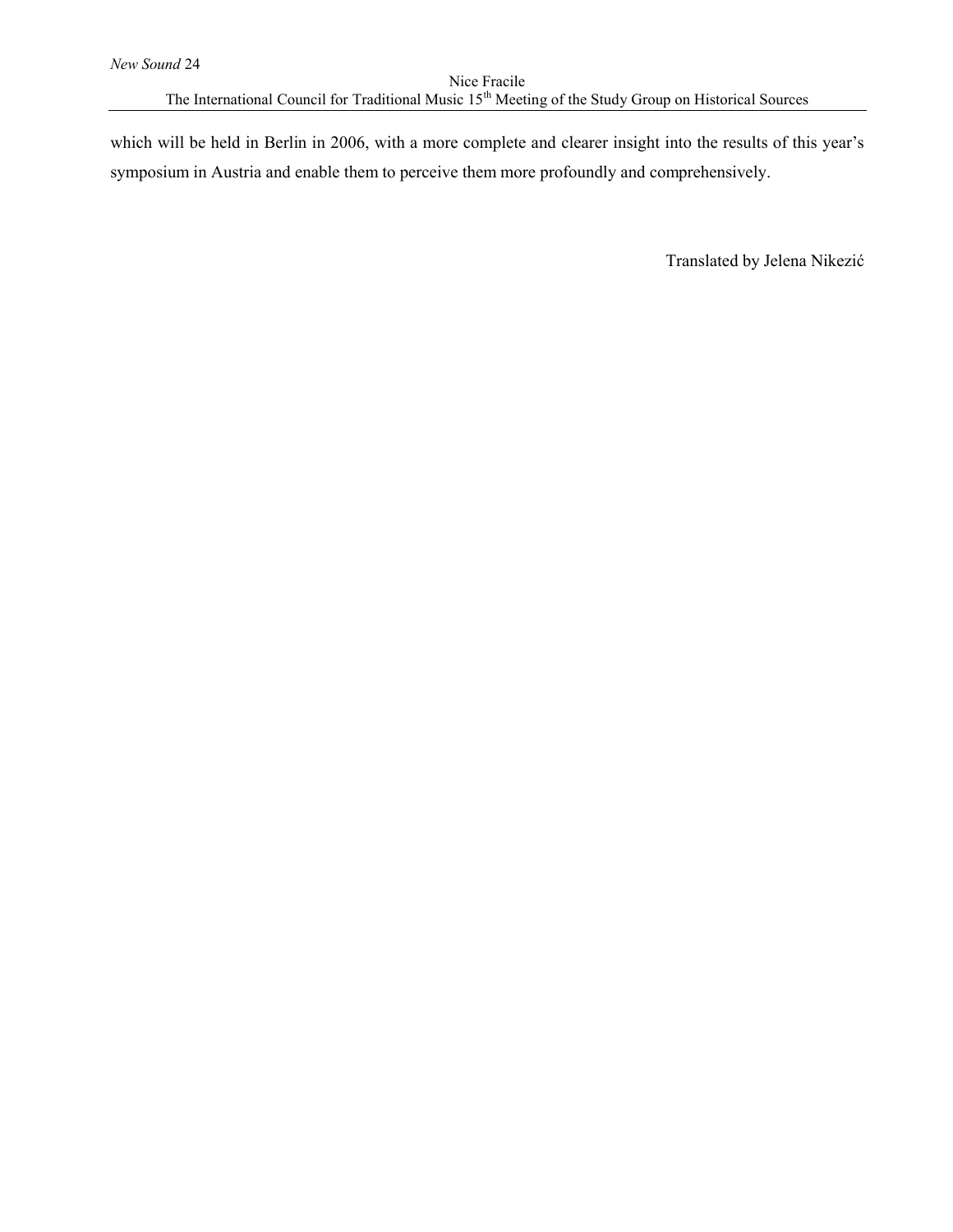which will be held in Berlin in 2006, with a more complete and clearer insight into the results of this year's symposium in Austria and enable them to perceive them more profoundly and comprehensively.

Translated by Jelena Nikezić